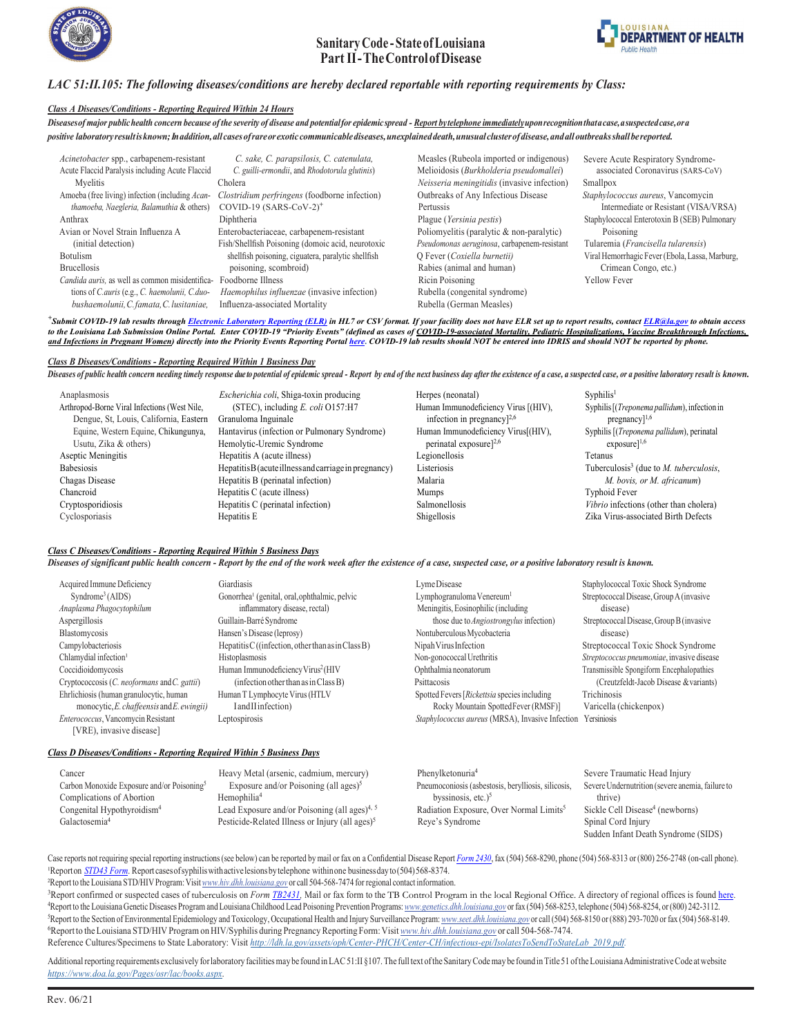# Sanitary Code - State of Louisiana
# Part II - The Control of Disease

*LAC 51:II.105: The following diseases/conditions are hereby declared reportable with reporting requirements by Class:*

## Class A Diseases/Conditions - Reporting Required Within 24 Hours

*Diseases of major public health concern because of the severity of disease and potential for epidemic spread - Report by telephone immediately upon recognition that a case, a suspected case, or a positive laboratory result is known; In addition, all cases of rare or exotic communicable diseases, unexplained death, unusual cluster of disease, and all outbreaks shall be reported.*

- *Acinetobacter* spp., carbapenem-resistant
- Acute Flaccid Paralysis including Acute Flaccid Myelitis
- Amoeba (free living) infection (including *Acanthamoeba, Naegleria, Balamuthia* & others)
- Anthrax
- Avian or Novel Strain Influenza A (initial detection)
- Botulism
- Brucellosis
- *Candida auris,* as well as common misidentifications of *C.auris* (e.g., *C. haemolunii, C.duobushaemolunii, C.famata, C.lusitaniae, C. sake, C. parapsilosis, C. catenulata, C. guilli-ermondii*, and *Rhodotorula glutinis*)
- Cholera
- *Clostridium perfringens* (foodborne infection)
- COVID-19 (SARS-CoV-2)[+]
- Diphtheria
- Enterobacteriaceae, carbapenem-resistant
- Fish/Shellfish Poisoning (domoic acid, neurotoxic shellfish poisoning, ciguatera, paralytic shellfish poisoning, scombroid)
- Foodborne Illness
- *Haemophilus influenzae* (invasive infection)
- Influenza-associated Mortality
- Measles (Rubeola imported or indigenous)
- Melioidosis (*Burkholderia pseudomallei*)
- *Neisseria meningitidis* (invasive infection)
- Outbreaks of Any Infectious Disease
- Pertussis
- Plague (*Yersinia pestis*)
- Poliomyelitis (paralytic & non-paralytic)
- *Pseudomonas aeruginosa*, carbapenem-resistant
- Q Fever (*Coxiella burnetii)*
- Rabies (animal and human)
- Ricin Poisoning
- Rubella (congenital syndrome)
- Rubella (German Measles)
- Severe Acute Respiratory Syndrome-associated Coronavirus (SARS-CoV)
- Smallpox
- *Staphylococcus aureus*, Vancomycin Intermediate or Resistant (VISA/VRSA)
- Staphylococcal Enterotoxin B (SEB) Pulmonary Poisoning
- Tularemia (*Francisella tularensis*)
- Viral Hemorrhagic Fever (Ebola, Lassa, Marburg, Crimean Congo, etc.)
- Yellow Fever

***[+]Submit COVID-19 lab results through Electronic Laboratory Reporting (ELR) in HL7 or CSV format. If your facility does not have ELR set up to report results, contact ELR@la.gov to obtain access to the Louisiana Lab Submission Online Portal. Enter COVID-19 "Priority Events" (defined as cases of COVID-19-associated Mortality, Pediatric Hospitalizations, Vaccine Breakthrough Infections, and Infections in Pregnant Women) directly into the Priority Events Reporting Portal here. COVID-19 lab results should NOT be entered into IDRIS and should NOT be reported by phone.***

## Class B Diseases/Conditions - Reporting Required Within 1 Business Day

*Diseases of public health concern needing timely response due to potential of epidemic spread - Report by end of the next business day after the existence of a case, a suspected case, or a positive laboratory result is known.*

- Anaplasmosis
- Arthropod-Borne Viral Infections (West Nile, Dengue, St, Louis, California, Eastern Equine, Western Equine, Chikungunya, Usutu, Zika & others)
- Aseptic Meningitis
- Babesiosis
- Chagas Disease
- Chancroid
- Cryptosporidiosis
- Cyclosporiasis
- *Escherichia coli*, Shiga-toxin producing (STEC), including *E. coli* O157:H7
- Granuloma Inguinale
- Hantavirus (infection or Pulmonary Syndrome)
- Hemolytic-Uremic Syndrome
- Hepatitis A (acute illness)
- Hepatitis B (acute illness and carriage in pregnancy)
- Hepatitis B (perinatal infection)
- Hepatitis C (acute illness)
- Hepatitis C (perinatal infection)
- Hepatitis E
- Herpes (neonatal)
- Human Immunodeficiency Virus [(HIV), infection in pregnancy][2,6]
- Human Immunodeficiency Virus[(HIV), perinatal exposure][2,6]
- Legionellosis
- Listeriosis
- Malaria
- Mumps
- Salmonellosis
- Shigellosis
- Syphilis[1]
- Syphilis [(*Treponema pallidum*), infection in pregnancy][1,6]
- Syphilis [(*Treponema pallidum*), perinatal exposure][1,6]
- Tetanus
- Tuberculosis[3] (due to *M. tuberculosis, M. bovis, or M. africanum*)
- Typhoid Fever
- *Vibrio* infections (other than cholera)
- Zika Virus-associated Birth Defects

## Class C Diseases/Conditions - Reporting Required Within 5 Business Days

*Diseases of significant public health concern - Report by the end of the work week after the existence of a case, suspected case, or a positive laboratory result is known.*

- Acquired Immune Deficiency Syndrome[3] (AIDS)
- *Anaplasma Phagocytophilum*
- Aspergillosis
- Blastomycosis
- Campylobacteriosis
- Chlamydial infection[1]
- Coccidioidomycosis
- Cryptococcosis (*C. neoformans* and *C. gattii*)
- Ehrlichiosis (human granulocytic, human monocytic, *E. chaffeensis* and *E. ewingii)*
- *Enterococcus*, Vancomycin Resistant [VRE), invasive disease]
- Giardiasis
- Gonorrhea[1] (genital, oral, ophthalmic, pelvic inflammatory disease, rectal)
- Guillain-Barré Syndrome
- Hansen's Disease (leprosy)
- Hepatitis C ((infection, other than as in Class B)
- Histoplasmosis
- Human Immunodeficiency Virus[2] (HIV (infection other than as in Class B)
- Human T Lymphocyte Virus (HTLV I and II infection)
- Leptospirosis
- Lyme Disease
- Lymphogranuloma Venereum[1]
- Meningitis, Eosinophilic (including those due to *Angiostrongylus* infection)
- Nontuberculous Mycobacteria
- Nipah Virus Infection
- Non-gonococcal Urethritis
- Ophthalmia neonatorum
- Psittacosis
- Spotted Fevers [*Rickettsia* species including Rocky Mountain Spotted Fever (RMSF)]
- *Staphylococcus aureus* (MRSA), Invasive Infection
- Staphylococcal Toxic Shock Syndrome
- Streptococcal Disease, Group A (invasive disease)
- Streptococcal Disease, Group B (invasive disease)
- Streptococcal Toxic Shock Syndrome
- *Streptococcus pneumoniae*, invasive disease
- Transmissible Spongiform Encephalopathies (Creutzfeldt-Jacob Disease & variants)
- Trichinosis
- Varicella (chickenpox)
- Yersiniosis

## Class D Diseases/Conditions - Reporting Required Within 5 Business Days

- Cancer
- Carbon Monoxide Exposure and/or Poisoning[5]
- Complications of Abortion
- Congenital Hypothyroidism[4]
- Galactosemia[4]
- Heavy Metal (arsenic, cadmium, mercury) Exposure and/or Poisoning (all ages)[5]
- Hemophilia[4]
- Lead Exposure and/or Poisoning (all ages)[4, 5]
- Pesticide-Related Illness or Injury (all ages)[5]
- Phenylketonuria[4]
- Pneumoconiosis (asbestosis, berylliosis, silicosis, byssinosis, etc.)[5]
- Radiation Exposure, Over Normal Limits[5]
- Reye's Syndrome
- Severe Traumatic Head Injury
- Severe Undernutrition (severe anemia, failure to thrive)
- Sickle Cell Disease[4] (newborns)
- Spinal Cord Injury
- Sudden Infant Death Syndrome (SIDS)

Case reports not requiring special reporting instructions (see below) can be reported by mail or fax on a Confidential Disease Report *Form 2430*, fax (504) 568-8290, phone (504) 568-8313 or (800) 256-2748 (on-call phone).

[1]Report on *STD43 Form*. Report cases of syphilis with active lesions by telephone within one business day to (504) 568-8374.

[2]Report to the Louisiana STD/HIV Program: Visit *www.hiv.dhh.louisiana.gov* or call 504-568-7474 for regional contact information.

[3]Report confirmed or suspected cases of tuberculosis on *Form TB2431,* Mail or fax form to the TB Control Program in the local Regional Office. A directory of regional offices is found here.

[4]Report to the Louisiana Genetic Diseases Program and Louisiana Childhood Lead Poisoning Prevention Programs: *www.genetics.dhh.louisiana.gov* or fax (504) 568-8253, telephone (504) 568-8254, or (800) 242-3112.

[5]Report to the Section of Environmental Epidemiology and Toxicology, Occupational Health and Injury Surveillance Program: *www.seet.dhh.louisiana.gov* or call (504) 568-8150 or (888) 293-7020 or fax (504) 568-8149.

[6]Report to the Louisiana STD/HIV Program on HIV/Syphilis during Pregnancy Reporting Form: Visit *www.hiv.dhh.louisiana.gov* or call 504-568-7474.

Reference Cultures/Specimens to State Laboratory: Visit *http://ldh.la.gov/assets/oph/Center-PHCH/Center-CH/infectious-epi/IsolatesToSendToStateLab_2019.pdf.*

Additional reporting requirements exclusively for laboratory facilities may be found in LAC 51:II §107. The full text of the Sanitary Code may be found in Title 51 of the Louisiana Administrative Code at website *https://www.doa.la.gov/Pages/osr/lac/books.aspx*.

Rev. 06/21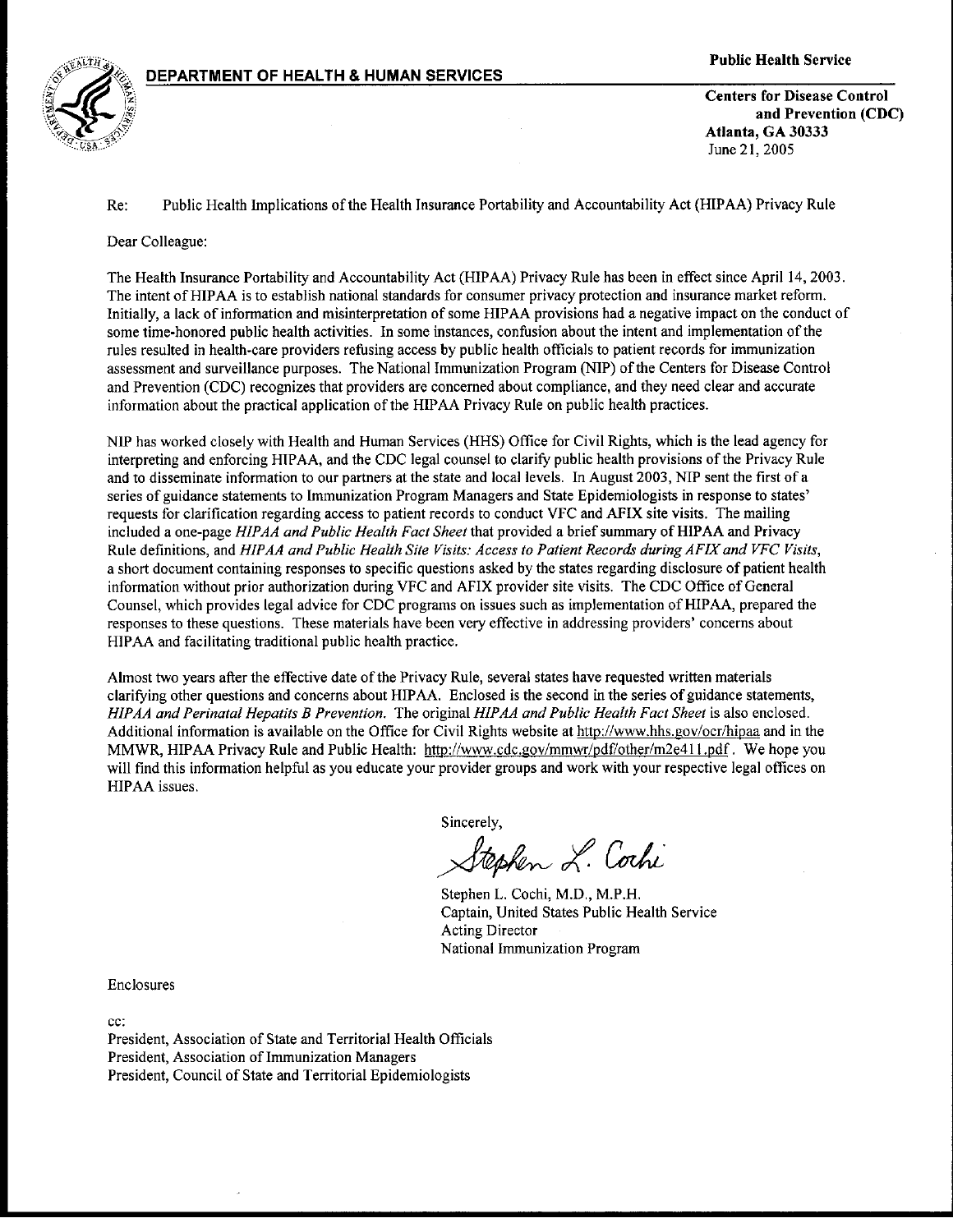**DEPARTMENT OF HEALTH & HUMAN SERVICES**

**Public Health Service**

**Centers for Disease Control and Prevention (CDC)**
**Atlanta, GA 30333**
June 21, 2005

Re: Public Health Implications of the Health Insurance Portability and Accountability Act (HIPAA) Privacy Rule

Dear Colleague:

The Health Insurance Portability and Accountability Act (HIPAA) Privacy Rule has been in effect since April 14, 2003. The intent of HIPAA is to establish national standards for consumer privacy protection and insurance market reform. Initially, a lack of information and misinterpretation of some HIPAA provisions had a negative impact on the conduct of some time-honored public health activities. In some instances, confusion about the intent and implementation of the rules resulted in health-care providers refusing access by public health officials to patient records for immunization assessment and surveillance purposes. The National Immunization Program (NIP) of the Centers for Disease Control and Prevention (CDC) recognizes that providers are concerned about compliance, and they need clear and accurate information about the practical application of the HIPAA Privacy Rule on public health practices.

NIP has worked closely with Health and Human Services (HHS) Office for Civil Rights, which is the lead agency for interpreting and enforcing HIPAA, and the CDC legal counsel to clarify public health provisions of the Privacy Rule and to disseminate information to our partners at the state and local levels. In August 2003, NIP sent the first of a series of guidance statements to Immunization Program Managers and State Epidemiologists in response to states' requests for clarification regarding access to patient records to conduct VFC and AFIX site visits. The mailing included a one-page *HIPAA and Public Health Fact Sheet* that provided a brief summary of HIPAA and Privacy Rule definitions, and *HIPAA and Public Health Site Visits: Access to Patient Records during AFIX and VFC Visits*, a short document containing responses to specific questions asked by the states regarding disclosure of patient health information without prior authorization during VFC and AFIX provider site visits. The CDC Office of General Counsel, which provides legal advice for CDC programs on issues such as implementation of HIPAA, prepared the responses to these questions. These materials have been very effective in addressing providers' concerns about HIPAA and facilitating traditional public health practice.

Almost two years after the effective date of the Privacy Rule, several states have requested written materials clarifying other questions and concerns about HIPAA. Enclosed is the second in the series of guidance statements, *HIPAA and Perinatal Hepatits B Prevention.* The original *HIPAA and Public Health Fact Sheet* is also enclosed. Additional information is available on the Office for Civil Rights website at http://www.hhs.gov/ocr/hipaa and in the MMWR, HIPAA Privacy Rule and Public Health: http://www.cdc.gov/mmwr/pdf/other/m2e411.pdf. We hope you will find this information helpful as you educate your provider groups and work with your respective legal offices on HIPAA issues.

Sincerely,

Stephen L. Cochi

Stephen L. Cochi, M.D., M.P.H.
Captain, United States Public Health Service
Acting Director
National Immunization Program

Enclosures

cc:
President, Association of State and Territorial Health Officials
President, Association of Immunization Managers
President, Council of State and Territorial Epidemiologists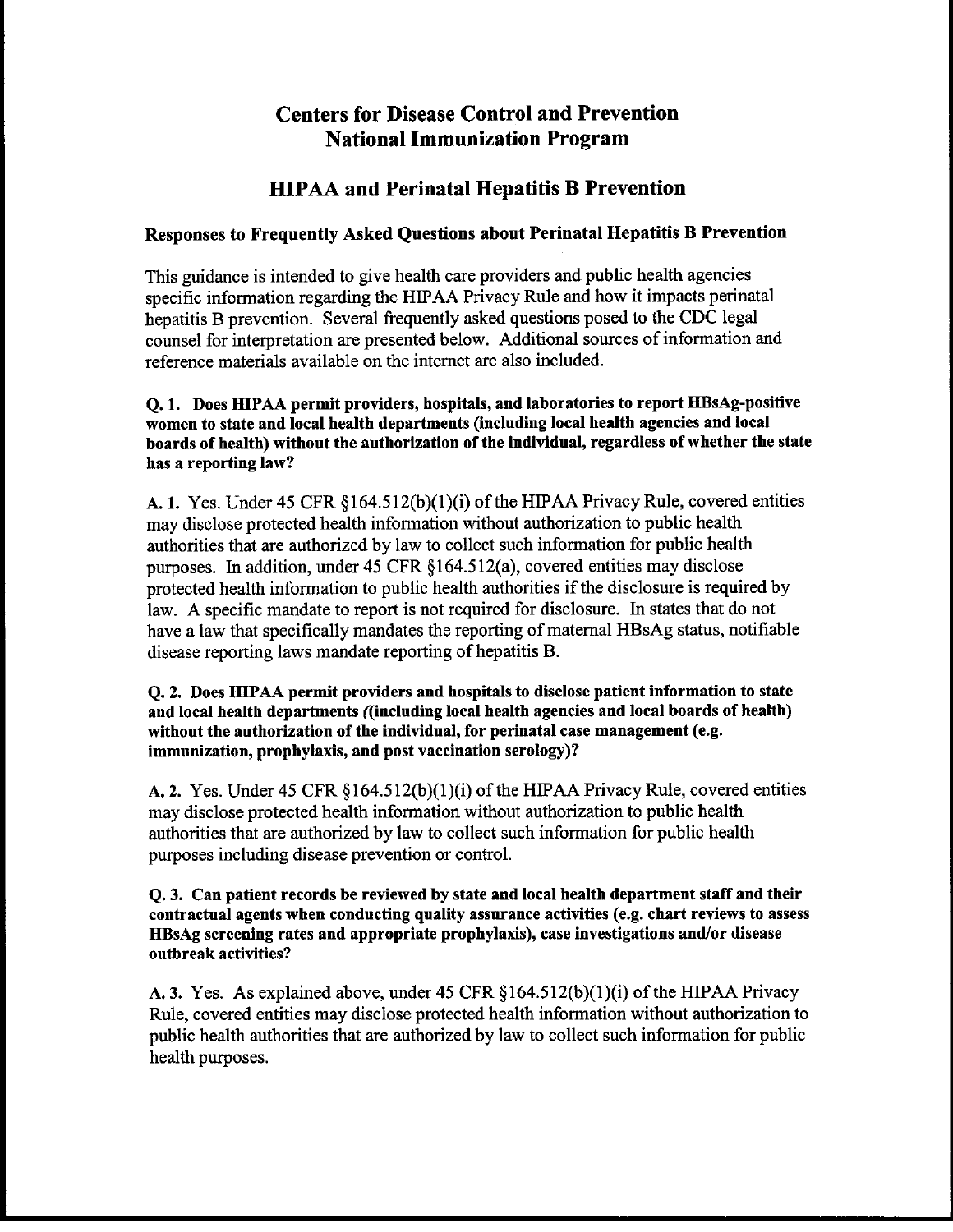# Centers for Disease Control and Prevention
# National Immunization Program

## HIPAA and Perinatal Hepatitis B Prevention

### Responses to Frequently Asked Questions about Perinatal Hepatitis B Prevention

This guidance is intended to give health care providers and public health agencies specific information regarding the HIPAA Privacy Rule and how it impacts perinatal hepatitis B prevention. Several frequently asked questions posed to the CDC legal counsel for interpretation are presented below. Additional sources of information and reference materials available on the internet are also included.

**Q. 1. Does HIPAA permit providers, hospitals, and laboratories to report HBsAg-positive women to state and local health departments (including local health agencies and local boards of health) without the authorization of the individual, regardless of whether the state has a reporting law?**

**A. 1.** Yes. Under 45 CFR §164.512(b)(1)(i) of the HIPAA Privacy Rule, covered entities may disclose protected health information without authorization to public health authorities that are authorized by law to collect such information for public health purposes. In addition, under 45 CFR §164.512(a), covered entities may disclose protected health information to public health authorities if the disclosure is required by law. A specific mandate to report is not required for disclosure. In states that do not have a law that specifically mandates the reporting of maternal HBsAg status, notifiable disease reporting laws mandate reporting of hepatitis B.

**Q. 2. Does HIPAA permit providers and hospitals to disclose patient information to state and local health departments ((including local health agencies and local boards of health) without the authorization of the individual, for perinatal case management (e.g. immunization, prophylaxis, and post vaccination serology)?**

**A. 2.** Yes. Under 45 CFR §164.512(b)(1)(i) of the HIPAA Privacy Rule, covered entities may disclose protected health information without authorization to public health authorities that are authorized by law to collect such information for public health purposes including disease prevention or control.

**Q. 3. Can patient records be reviewed by state and local health department staff and their contractual agents when conducting quality assurance activities (e.g. chart reviews to assess HBsAg screening rates and appropriate prophylaxis), case investigations and/or disease outbreak activities?**

**A. 3.** Yes. As explained above, under 45 CFR §164.512(b)(1)(i) of the HIPAA Privacy Rule, covered entities may disclose protected health information without authorization to public health authorities that are authorized by law to collect such information for public health purposes.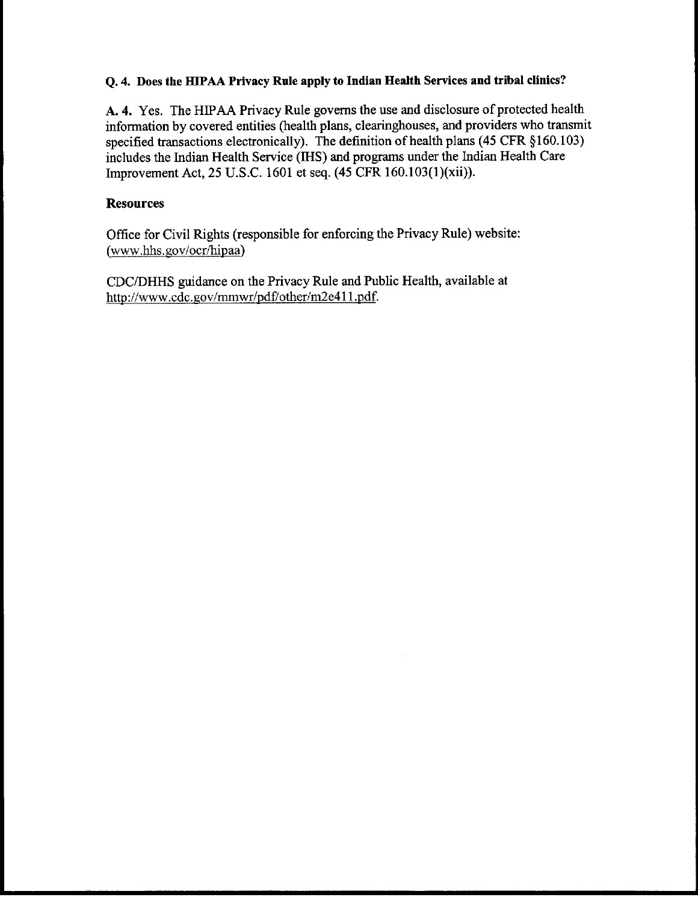**Q. 4. Does the HIPAA Privacy Rule apply to Indian Health Services and tribal clinics?**

**A. 4.** Yes. The HIPAA Privacy Rule governs the use and disclosure of protected health information by covered entities (health plans, clearinghouses, and providers who transmit specified transactions electronically). The definition of health plans (45 CFR §160.103) includes the Indian Health Service (IHS) and programs under the Indian Health Care Improvement Act, 25 U.S.C. 1601 et seq. (45 CFR 160.103(1)(xii)).

**Resources**

Office for Civil Rights (responsible for enforcing the Privacy Rule) website: (www.hhs.gov/ocr/hipaa)

CDC/DHHS guidance on the Privacy Rule and Public Health, available at http://www.cdc.gov/mmwr/pdf/other/m2e411.pdf.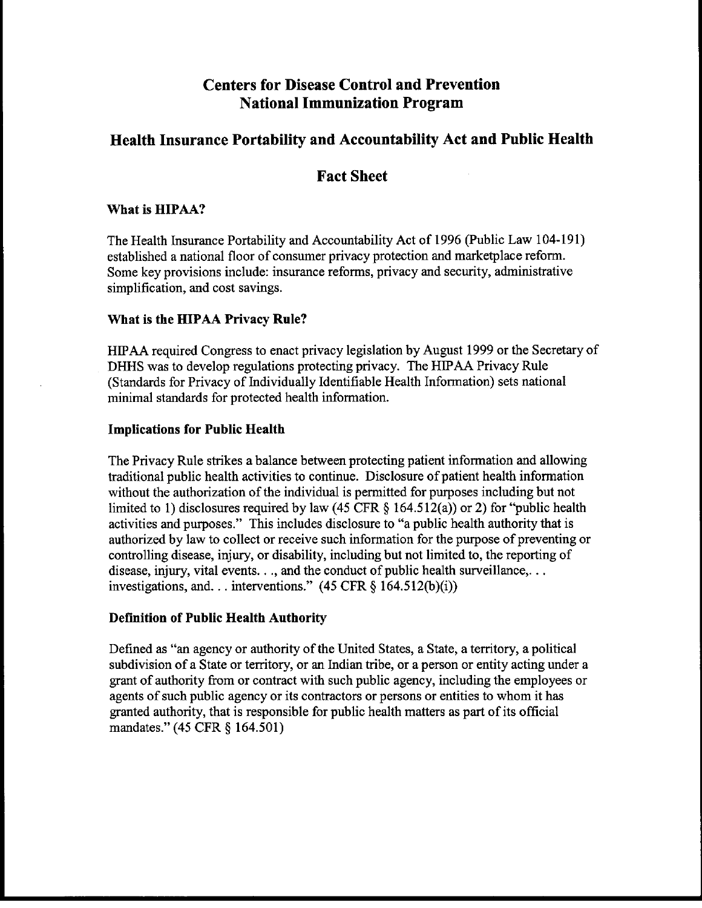# Centers for Disease Control and Prevention
# National Immunization Program

## Health Insurance Portability and Accountability Act and Public Health

## Fact Sheet

### What is HIPAA?

The Health Insurance Portability and Accountability Act of 1996 (Public Law 104-191) established a national floor of consumer privacy protection and marketplace reform. Some key provisions include: insurance reforms, privacy and security, administrative simplification, and cost savings.

### What is the HIPAA Privacy Rule?

HIPAA required Congress to enact privacy legislation by August 1999 or the Secretary of DHHS was to develop regulations protecting privacy. The HIPAA Privacy Rule (Standards for Privacy of Individually Identifiable Health Information) sets national minimal standards for protected health information.

### Implications for Public Health

The Privacy Rule strikes a balance between protecting patient information and allowing traditional public health activities to continue. Disclosure of patient health information without the authorization of the individual is permitted for purposes including but not limited to 1) disclosures required by law (45 CFR § 164.512(a)) or 2) for "public health activities and purposes." This includes disclosure to "a public health authority that is authorized by law to collect or receive such information for the purpose of preventing or controlling disease, injury, or disability, including but not limited to, the reporting of disease, injury, vital events. . ., and the conduct of public health surveillance,. . . investigations, and. . . interventions." (45 CFR § 164.512(b)(i))

### Definition of Public Health Authority

Defined as "an agency or authority of the United States, a State, a territory, a political subdivision of a State or territory, or an Indian tribe, or a person or entity acting under a grant of authority from or contract with such public agency, including the employees or agents of such public agency or its contractors or persons or entities to whom it has granted authority, that is responsible for public health matters as part of its official mandates." (45 CFR § 164.501)